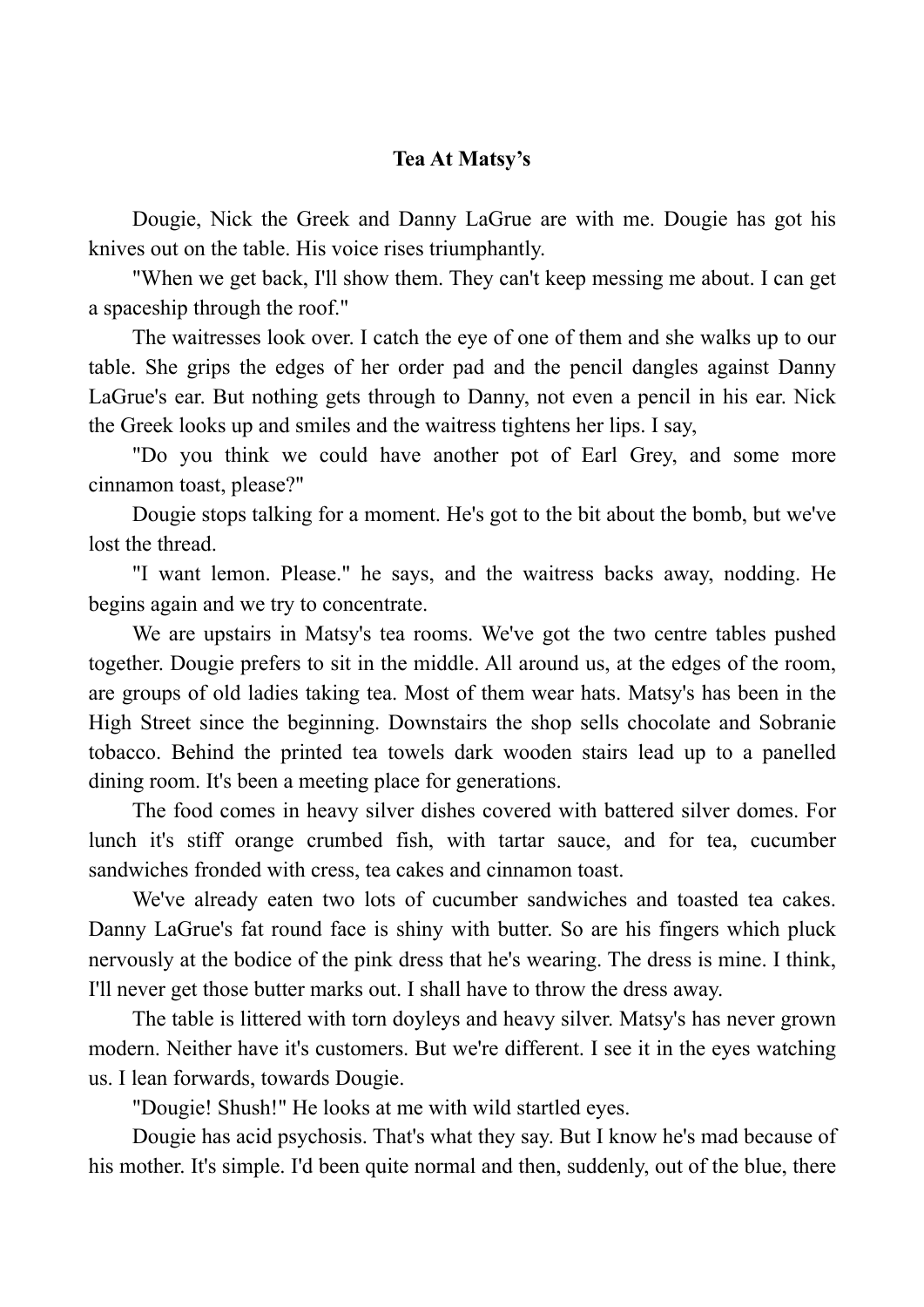**Tea At Matsy's**

Dougie, Nick the Greek and Danny LaGrue are with me. Dougie has got his knives out on the table. His voice rises triumphantly.

"When we get back, I'll show them. They can't keep messing me about. I can get a spaceship through the roof."

The waitresses look over. I catch the eye of one of them and she walks up to our table. She grips the edges of her order pad and the pencil dangles against Danny LaGrue's ear. But nothing gets through to Danny, not even a pencil in his ear. Nick the Greek looks up and smiles and the waitress tightens her lips. I say,

"Do you think we could have another pot of Earl Grey, and some more cinnamon toast, please?"

Dougie stops talking for a moment. He's got to the bit about the bomb, but we've lost the thread.

"I want lemon. Please." he says, and the waitress backs away, nodding. He begins again and we try to concentrate.

We are upstairs in Matsy's tea rooms. We've got the two centre tables pushed together. Dougie prefers to sit in the middle. All around us, at the edges of the room, are groups of old ladies taking tea. Most of them wear hats. Matsy's has been in the High Street since the beginning. Downstairs the shop sells chocolate and Sobranie tobacco. Behind the printed tea towels dark wooden stairs lead up to a panelled dining room. It's been a meeting place for generations.

The food comes in heavy silver dishes covered with battered silver domes. For lunch it's stiff orange crumbed fish, with tartar sauce, and for tea, cucumber sandwiches fronded with cress, tea cakes and cinnamon toast.

We've already eaten two lots of cucumber sandwiches and toasted tea cakes. Danny LaGrue's fat round face is shiny with butter. So are his fingers which pluck nervously at the bodice of the pink dress that he's wearing. The dress is mine. I think, I'll never get those butter marks out. I shall have to throw the dress away.

The table is littered with torn doyleys and heavy silver. Matsy's has never grown modern. Neither have it's customers. But we're different. I see it in the eyes watching us. I lean forwards, towards Dougie.

"Dougie! Shush!" He looks at me with wild startled eyes.

Dougie has acid psychosis. That's what they say. But I know he's mad because of his mother. It's simple. I'd been quite normal and then, suddenly, out of the blue, there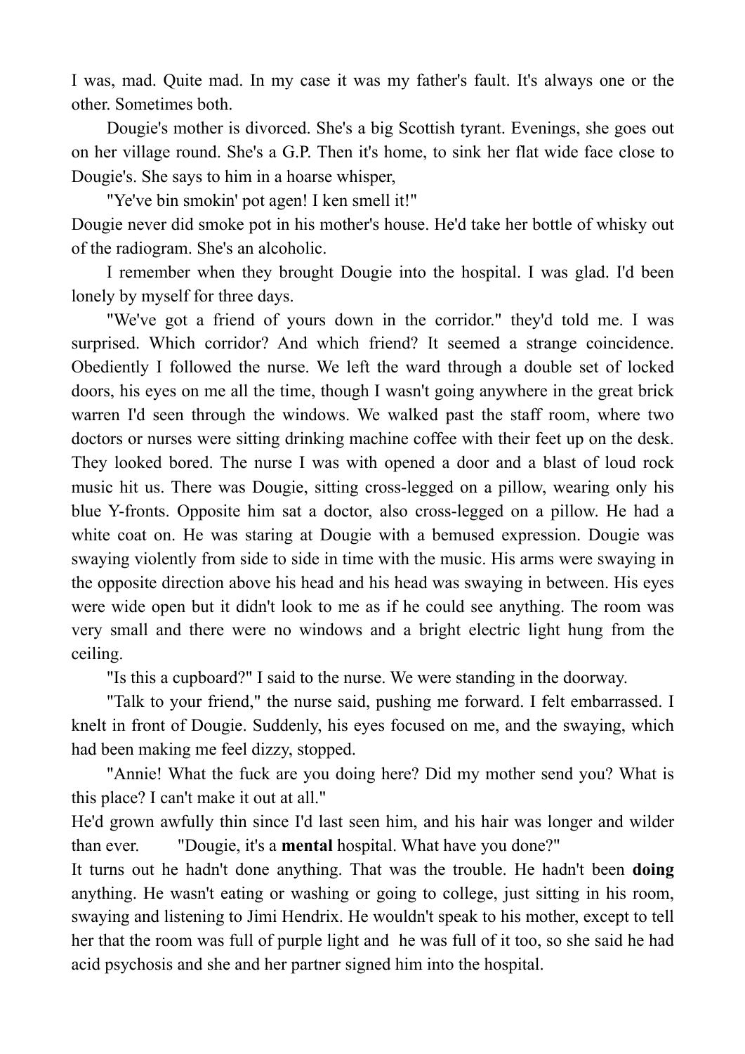I was, mad. Quite mad. In my case it was my father's fault. It's always one or the other. Sometimes both.

Dougie's mother is divorced. She's a big Scottish tyrant. Evenings, she goes out on her village round. She's a G.P. Then it's home, to sink her flat wide face close to Dougie's. She says to him in a hoarse whisper,

"Ye've bin smokin' pot agen! I ken smell it!"

Dougie never did smoke pot in his mother's house. He'd take her bottle of whisky out of the radiogram. She's an alcoholic.

I remember when they brought Dougie into the hospital. I was glad. I'd been lonely by myself for three days.

"We've got a friend of yours down in the corridor." they'd told me. I was surprised. Which corridor? And which friend? It seemed a strange coincidence. Obediently I followed the nurse. We left the ward through a double set of locked doors, his eyes on me all the time, though I wasn't going anywhere in the great brick warren I'd seen through the windows. We walked past the staff room, where two doctors or nurses were sitting drinking machine coffee with their feet up on the desk. They looked bored. The nurse I was with opened a door and a blast of loud rock music hit us. There was Dougie, sitting cross-legged on a pillow, wearing only his blue Y-fronts. Opposite him sat a doctor, also cross-legged on a pillow. He had a white coat on. He was staring at Dougie with a bemused expression. Dougie was swaying violently from side to side in time with the music. His arms were swaying in the opposite direction above his head and his head was swaying in between. His eyes were wide open but it didn't look to me as if he could see anything. The room was very small and there were no windows and a bright electric light hung from the ceiling.

"Is this a cupboard?" I said to the nurse. We were standing in the doorway.

"Talk to your friend," the nurse said, pushing me forward. I felt embarrassed. I knelt in front of Dougie. Suddenly, his eyes focused on me, and the swaying, which had been making me feel dizzy, stopped.

"Annie! What the fuck are you doing here? Did my mother send you? What is this place? I can't make it out at all."

He'd grown awfully thin since I'd last seen him, and his hair was longer and wilder than ever. "Dougie, it's a **mental** hospital. What have you done?"

It turns out he hadn't done anything. That was the trouble. He hadn't been **doing** anything. He wasn't eating or washing or going to college, just sitting in his room, swaying and listening to Jimi Hendrix. He wouldn't speak to his mother, except to tell her that the room was full of purple light and he was full of it too, so she said he had acid psychosis and she and her partner signed him into the hospital.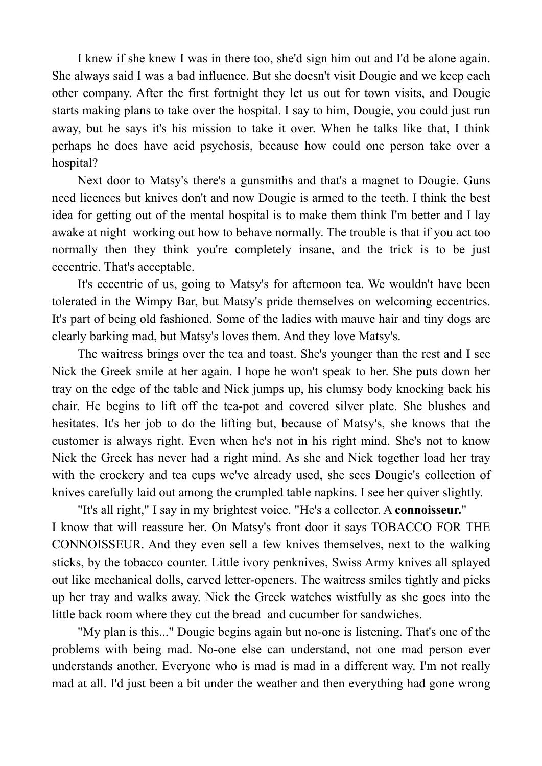I knew if she knew I was in there too, she'd sign him out and I'd be alone again. She always said I was a bad influence. But she doesn't visit Dougie and we keep each other company. After the first fortnight they let us out for town visits, and Dougie starts making plans to take over the hospital. I say to him, Dougie, you could just run away, but he says it's his mission to take it over. When he talks like that, I think perhaps he does have acid psychosis, because how could one person take over a hospital?

Next door to Matsy's there's a gunsmiths and that's a magnet to Dougie. Guns need licences but knives don't and now Dougie is armed to the teeth. I think the best idea for getting out of the mental hospital is to make them think I'm better and I lay awake at night working out how to behave normally. The trouble is that if you act too normally then they think you're completely insane, and the trick is to be just eccentric. That's acceptable.

It's eccentric of us, going to Matsy's for afternoon tea. We wouldn't have been tolerated in the Wimpy Bar, but Matsy's pride themselves on welcoming eccentrics. It's part of being old fashioned. Some of the ladies with mauve hair and tiny dogs are clearly barking mad, but Matsy's loves them. And they love Matsy's.

The waitress brings over the tea and toast. She's younger than the rest and I see Nick the Greek smile at her again. I hope he won't speak to her. She puts down her tray on the edge of the table and Nick jumps up, his clumsy body knocking back his chair. He begins to lift off the tea-pot and covered silver plate. She blushes and hesitates. It's her job to do the lifting but, because of Matsy's, she knows that the customer is always right. Even when he's not in his right mind. She's not to know Nick the Greek has never had a right mind. As she and Nick together load her tray with the crockery and tea cups we've already used, she sees Dougie's collection of knives carefully laid out among the crumpled table napkins. I see her quiver slightly.

"It's all right," I say in my brightest voice. "He's a collector. A **connoisseur.**"
I know that will reassure her. On Matsy's front door it says TOBACCO FOR THE CONNOISSEUR. And they even sell a few knives themselves, next to the walking sticks, by the tobacco counter. Little ivory penknives, Swiss Army knives all splayed out like mechanical dolls, carved letter-openers. The waitress smiles tightly and picks up her tray and walks away. Nick the Greek watches wistfully as she goes into the little back room where they cut the bread and cucumber for sandwiches.

"My plan is this..." Dougie begins again but no-one is listening. That's one of the problems with being mad. No-one else can understand, not one mad person ever understands another. Everyone who is mad is mad in a different way. I'm not really mad at all. I'd just been a bit under the weather and then everything had gone wrong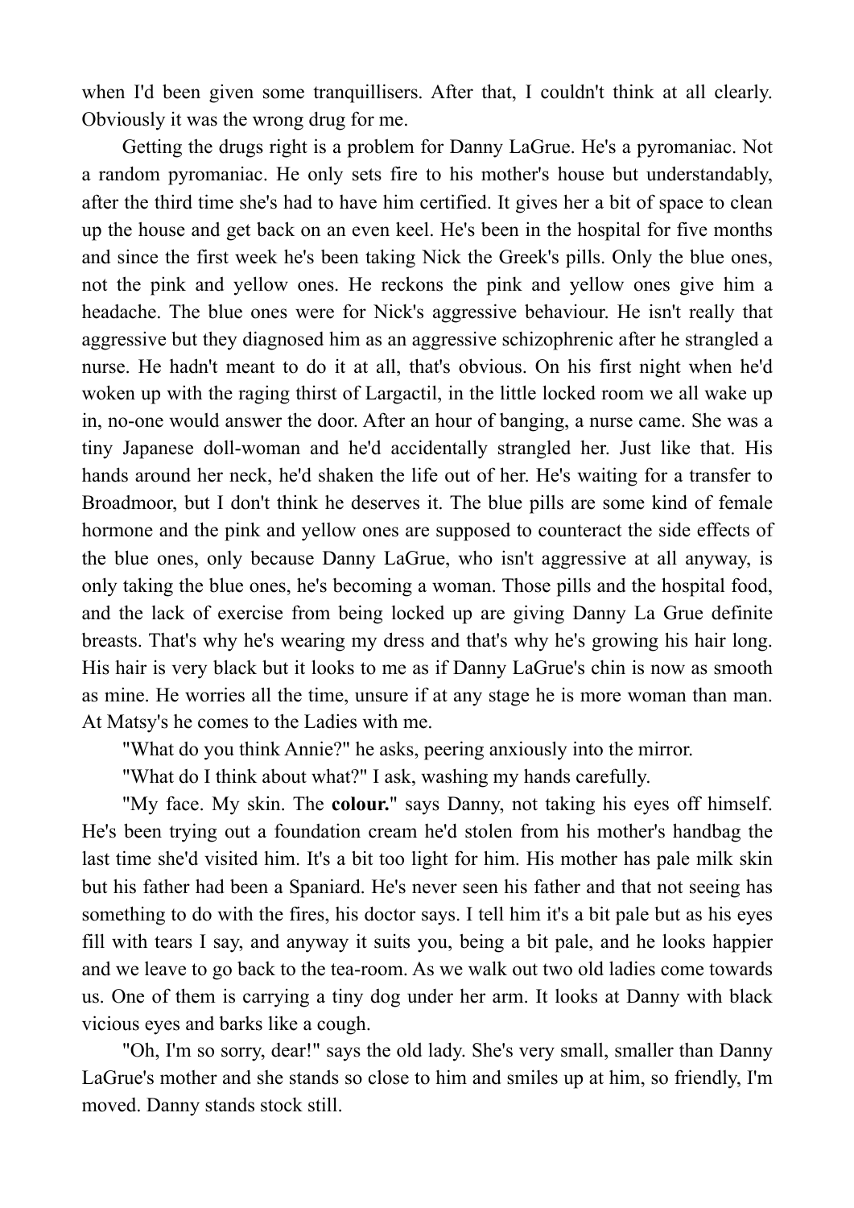when I'd been given some tranquillisers. After that, I couldn't think at all clearly. Obviously it was the wrong drug for me.

Getting the drugs right is a problem for Danny LaGrue. He's a pyromaniac. Not a random pyromaniac. He only sets fire to his mother's house but understandably, after the third time she's had to have him certified. It gives her a bit of space to clean up the house and get back on an even keel. He's been in the hospital for five months and since the first week he's been taking Nick the Greek's pills. Only the blue ones, not the pink and yellow ones. He reckons the pink and yellow ones give him a headache. The blue ones were for Nick's aggressive behaviour. He isn't really that aggressive but they diagnosed him as an aggressive schizophrenic after he strangled a nurse. He hadn't meant to do it at all, that's obvious. On his first night when he'd woken up with the raging thirst of Largactil, in the little locked room we all wake up in, no-one would answer the door. After an hour of banging, a nurse came. She was a tiny Japanese doll-woman and he'd accidentally strangled her. Just like that. His hands around her neck, he'd shaken the life out of her. He's waiting for a transfer to Broadmoor, but I don't think he deserves it. The blue pills are some kind of female hormone and the pink and yellow ones are supposed to counteract the side effects of the blue ones, only because Danny LaGrue, who isn't aggressive at all anyway, is only taking the blue ones, he's becoming a woman. Those pills and the hospital food, and the lack of exercise from being locked up are giving Danny La Grue definite breasts. That's why he's wearing my dress and that's why he's growing his hair long. His hair is very black but it looks to me as if Danny LaGrue's chin is now as smooth as mine. He worries all the time, unsure if at any stage he is more woman than man. At Matsy's he comes to the Ladies with me.

"What do you think Annie?" he asks, peering anxiously into the mirror.

"What do I think about what?" I ask, washing my hands carefully.

"My face. My skin. The **colour.**" says Danny, not taking his eyes off himself. He's been trying out a foundation cream he'd stolen from his mother's handbag the last time she'd visited him. It's a bit too light for him. His mother has pale milk skin but his father had been a Spaniard. He's never seen his father and that not seeing has something to do with the fires, his doctor says. I tell him it's a bit pale but as his eyes fill with tears I say, and anyway it suits you, being a bit pale, and he looks happier and we leave to go back to the tea-room. As we walk out two old ladies come towards us. One of them is carrying a tiny dog under her arm. It looks at Danny with black vicious eyes and barks like a cough.

"Oh, I'm so sorry, dear!" says the old lady. She's very small, smaller than Danny LaGrue's mother and she stands so close to him and smiles up at him, so friendly, I'm moved. Danny stands stock still.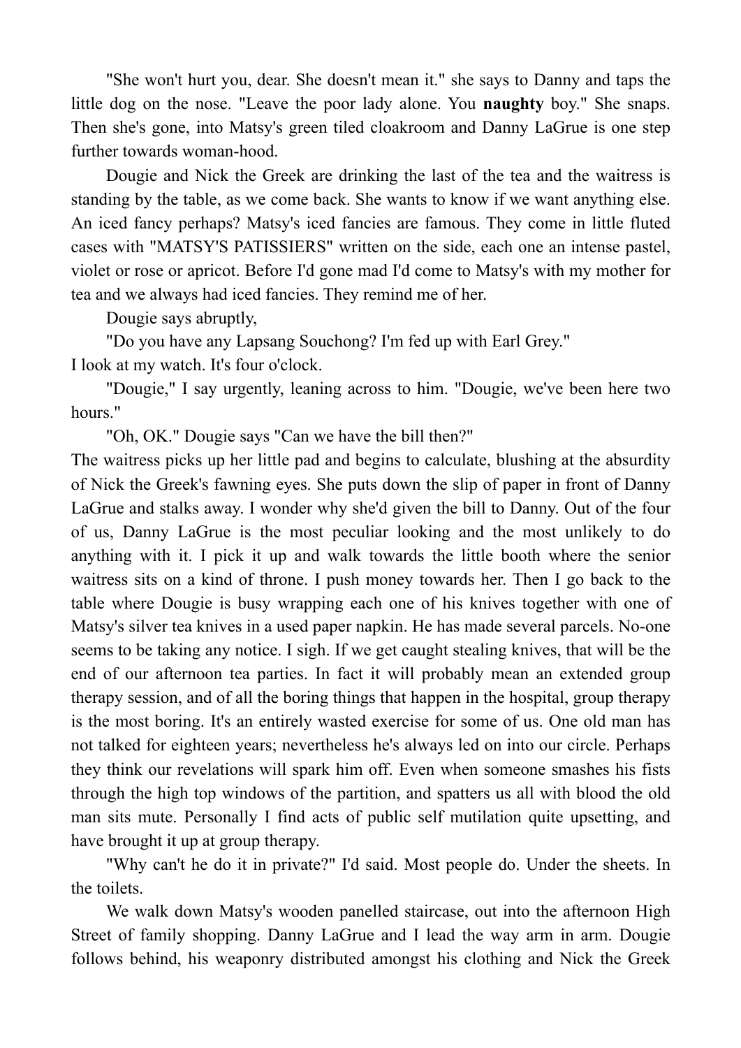"She won't hurt you, dear. She doesn't mean it." she says to Danny and taps the little dog on the nose. "Leave the poor lady alone. You **naughty** boy." She snaps. Then she's gone, into Matsy's green tiled cloakroom and Danny LaGrue is one step further towards woman-hood.

Dougie and Nick the Greek are drinking the last of the tea and the waitress is standing by the table, as we come back. She wants to know if we want anything else. An iced fancy perhaps? Matsy's iced fancies are famous. They come in little fluted cases with "MATSY'S PATISSIERS" written on the side, each one an intense pastel, violet or rose or apricot. Before I'd gone mad I'd come to Matsy's with my mother for tea and we always had iced fancies. They remind me of her.

Dougie says abruptly,

"Do you have any Lapsang Souchong? I'm fed up with Earl Grey."

I look at my watch. It's four o'clock.

"Dougie," I say urgently, leaning across to him. "Dougie, we've been here two hours."

"Oh, OK." Dougie says "Can we have the bill then?"

The waitress picks up her little pad and begins to calculate, blushing at the absurdity of Nick the Greek's fawning eyes. She puts down the slip of paper in front of Danny LaGrue and stalks away. I wonder why she'd given the bill to Danny. Out of the four of us, Danny LaGrue is the most peculiar looking and the most unlikely to do anything with it. I pick it up and walk towards the little booth where the senior waitress sits on a kind of throne. I push money towards her. Then I go back to the table where Dougie is busy wrapping each one of his knives together with one of Matsy's silver tea knives in a used paper napkin. He has made several parcels. No-one seems to be taking any notice. I sigh. If we get caught stealing knives, that will be the end of our afternoon tea parties. In fact it will probably mean an extended group therapy session, and of all the boring things that happen in the hospital, group therapy is the most boring. It's an entirely wasted exercise for some of us. One old man has not talked for eighteen years; nevertheless he's always led on into our circle. Perhaps they think our revelations will spark him off. Even when someone smashes his fists through the high top windows of the partition, and spatters us all with blood the old man sits mute. Personally I find acts of public self mutilation quite upsetting, and have brought it up at group therapy.

"Why can't he do it in private?" I'd said. Most people do. Under the sheets. In the toilets.

We walk down Matsy's wooden panelled staircase, out into the afternoon High Street of family shopping. Danny LaGrue and I lead the way arm in arm. Dougie follows behind, his weaponry distributed amongst his clothing and Nick the Greek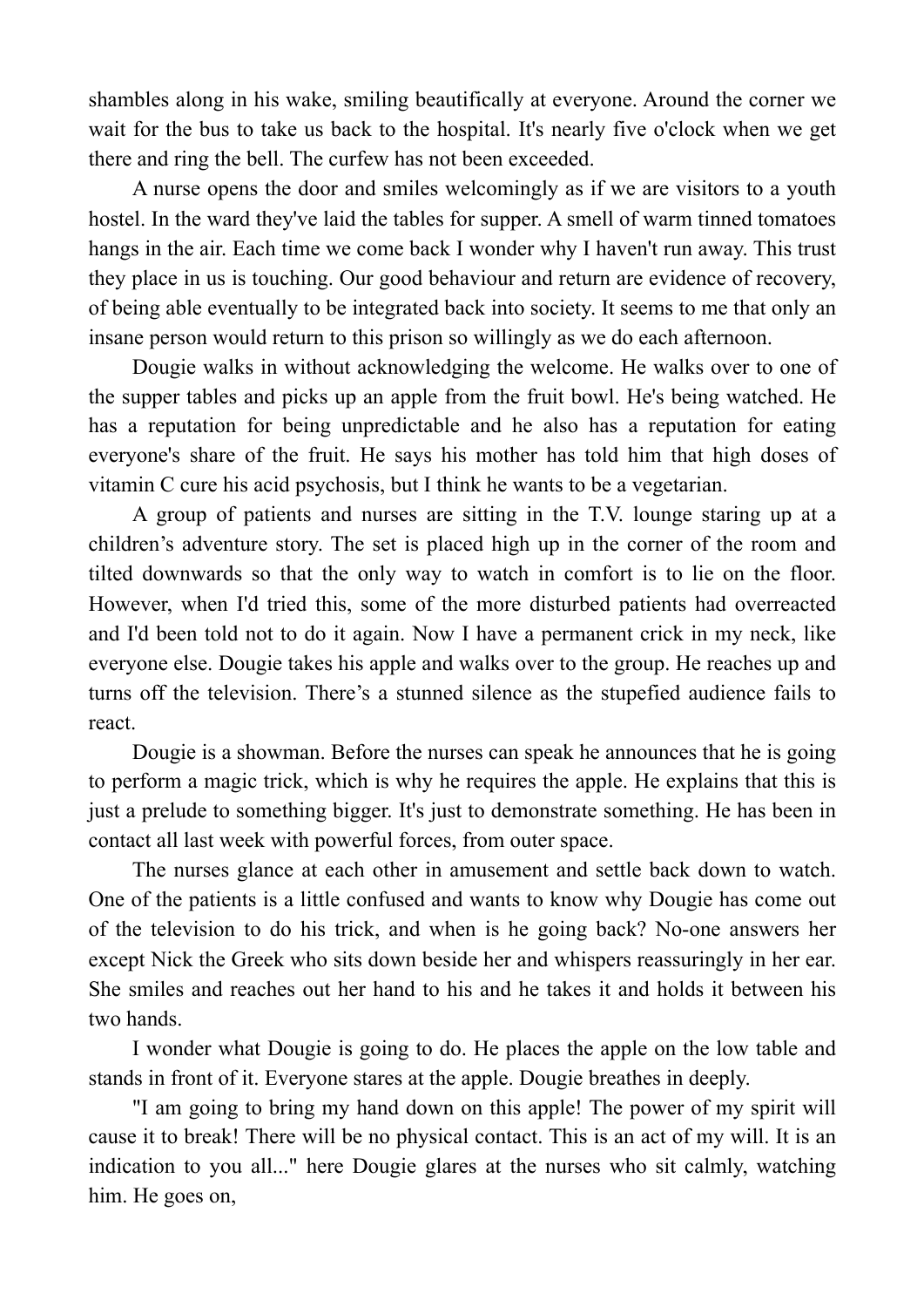shambles along in his wake, smiling beautifically at everyone. Around the corner we wait for the bus to take us back to the hospital. It's nearly five o'clock when we get there and ring the bell. The curfew has not been exceeded.

A nurse opens the door and smiles welcomingly as if we are visitors to a youth hostel. In the ward they've laid the tables for supper. A smell of warm tinned tomatoes hangs in the air. Each time we come back I wonder why I haven't run away. This trust they place in us is touching. Our good behaviour and return are evidence of recovery, of being able eventually to be integrated back into society. It seems to me that only an insane person would return to this prison so willingly as we do each afternoon.

Dougie walks in without acknowledging the welcome. He walks over to one of the supper tables and picks up an apple from the fruit bowl. He's being watched. He has a reputation for being unpredictable and he also has a reputation for eating everyone's share of the fruit. He says his mother has told him that high doses of vitamin C cure his acid psychosis, but I think he wants to be a vegetarian.

A group of patients and nurses are sitting in the T.V. lounge staring up at a children's adventure story. The set is placed high up in the corner of the room and tilted downwards so that the only way to watch in comfort is to lie on the floor. However, when I'd tried this, some of the more disturbed patients had overreacted and I'd been told not to do it again. Now I have a permanent crick in my neck, like everyone else. Dougie takes his apple and walks over to the group. He reaches up and turns off the television. There's a stunned silence as the stupefied audience fails to react.

Dougie is a showman. Before the nurses can speak he announces that he is going to perform a magic trick, which is why he requires the apple. He explains that this is just a prelude to something bigger. It's just to demonstrate something. He has been in contact all last week with powerful forces, from outer space.

The nurses glance at each other in amusement and settle back down to watch. One of the patients is a little confused and wants to know why Dougie has come out of the television to do his trick, and when is he going back? No-one answers her except Nick the Greek who sits down beside her and whispers reassuringly in her ear. She smiles and reaches out her hand to his and he takes it and holds it between his two hands.

I wonder what Dougie is going to do. He places the apple on the low table and stands in front of it. Everyone stares at the apple. Dougie breathes in deeply.

"I am going to bring my hand down on this apple! The power of my spirit will cause it to break! There will be no physical contact. This is an act of my will. It is an indication to you all..." here Dougie glares at the nurses who sit calmly, watching him. He goes on,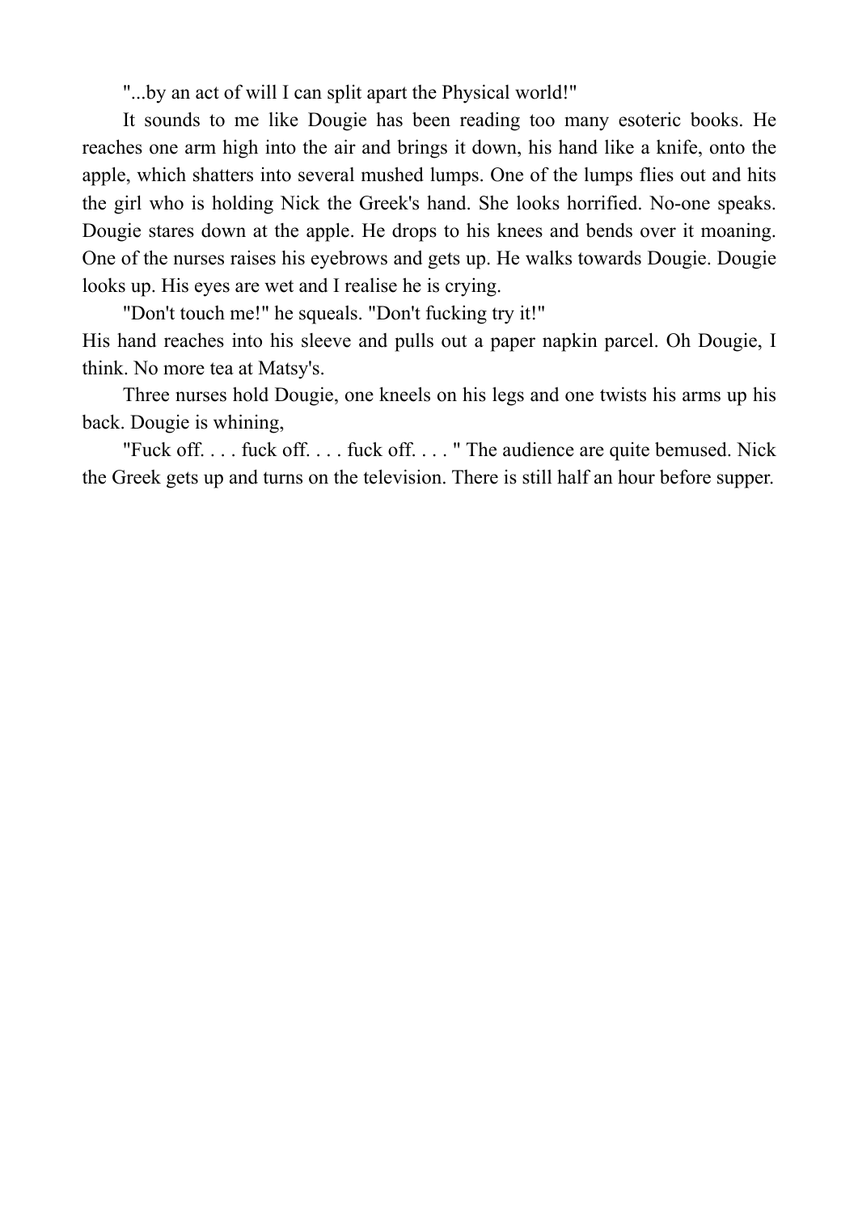"...by an act of will I can split apart the Physical world!"

It sounds to me like Dougie has been reading too many esoteric books. He reaches one arm high into the air and brings it down, his hand like a knife, onto the apple, which shatters into several mushed lumps. One of the lumps flies out and hits the girl who is holding Nick the Greek's hand. She looks horrified. No-one speaks. Dougie stares down at the apple. He drops to his knees and bends over it moaning. One of the nurses raises his eyebrows and gets up. He walks towards Dougie. Dougie looks up. His eyes are wet and I realise he is crying.

"Don't touch me!" he squeals. "Don't fucking try it!"
His hand reaches into his sleeve and pulls out a paper napkin parcel. Oh Dougie, I think. No more tea at Matsy's.

Three nurses hold Dougie, one kneels on his legs and one twists his arms up his back. Dougie is whining,

"Fuck off. . . . fuck off. . . . fuck off. . . . " The audience are quite bemused. Nick the Greek gets up and turns on the television. There is still half an hour before supper.